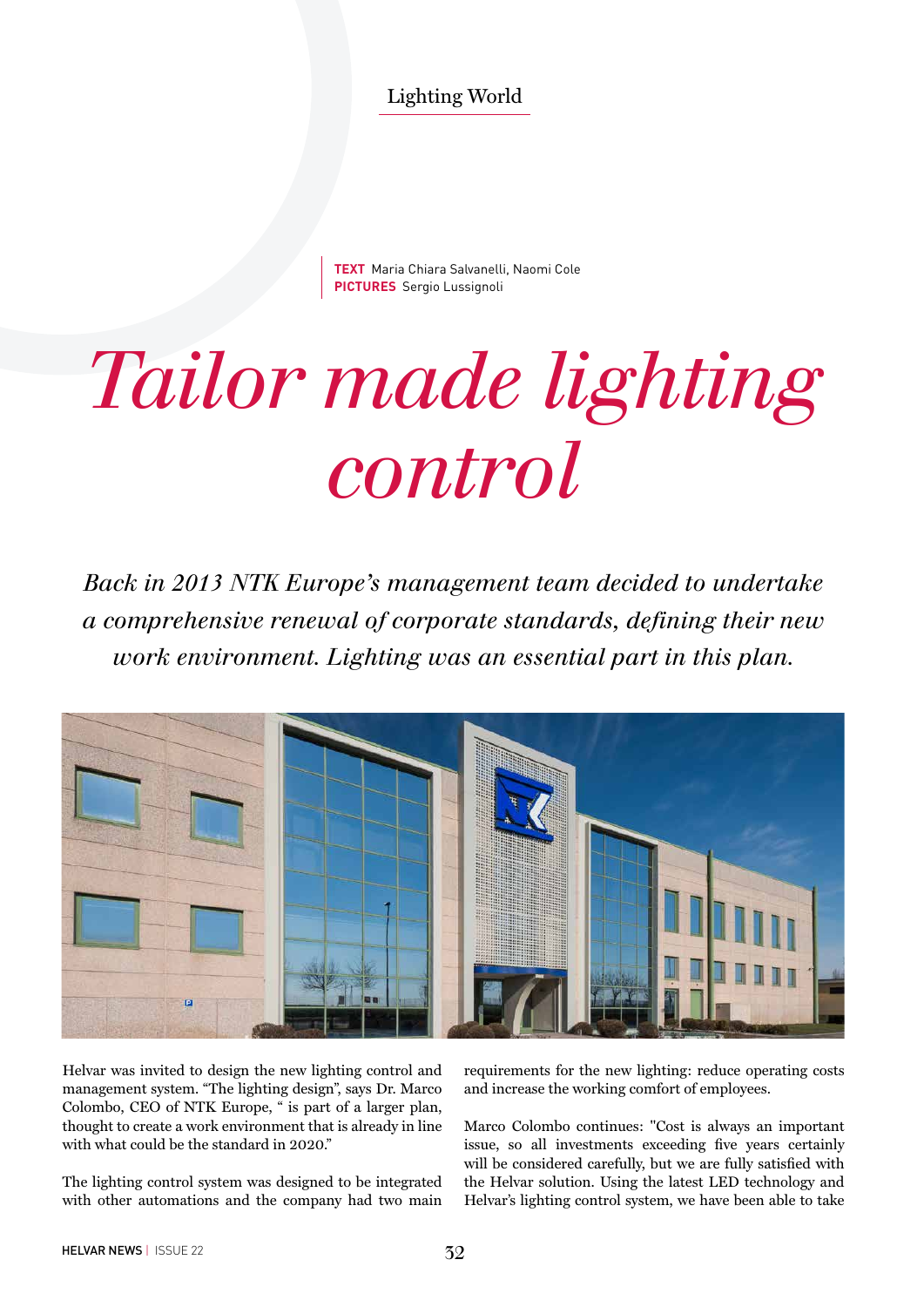Lighting World

**TEXT** Maria Chiara Salvanelli, Naomi Cole
**PICTURES** Sergio Lussignoli

# *Tailor made lighting control*

*Back in 2013 NTK Europe's management team decided to undertake a comprehensive renewal of corporate standards, defining their new work environment. Lighting was an essential part in this plan.*

Helvar was invited to design the new lighting control and management system. "The lighting design", says Dr. Marco Colombo, CEO of NTK Europe, " is part of a larger plan, thought to create a work environment that is already in line with what could be the standard in 2020."

The lighting control system was designed to be integrated with other automations and the company had two main requirements for the new lighting: reduce operating costs and increase the working comfort of employees.

Marco Colombo continues: "Cost is always an important issue, so all investments exceeding five years certainly will be considered carefully, but we are fully satisfied with the Helvar solution. Using the latest LED technology and Helvar's lighting control system, we have been able to take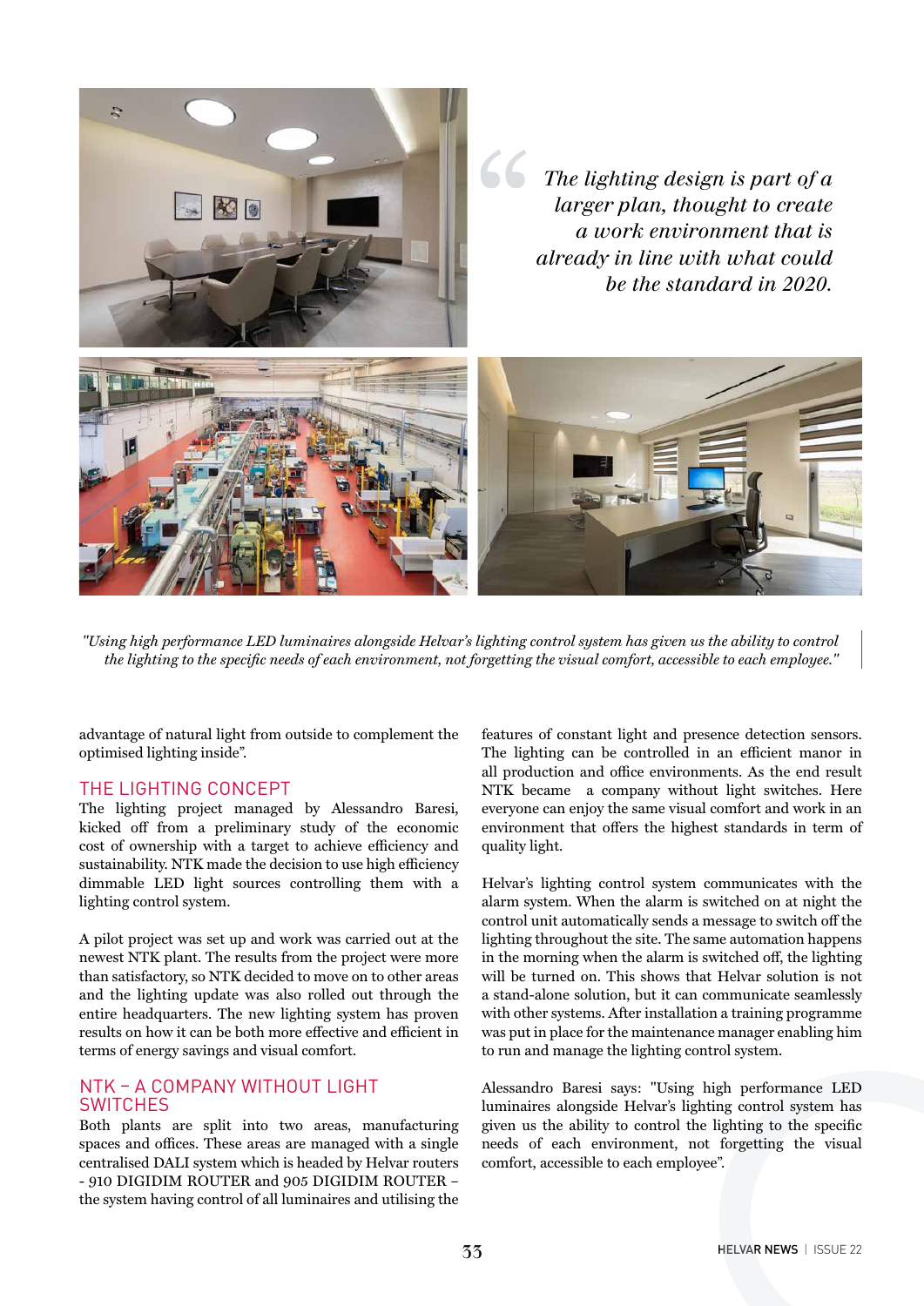> *The lighting design is part of a larger plan, thought to create a work environment that is already in line with what could be the standard in 2020.*

*"Using high performance LED luminaires alongside Helvar's lighting control system has given us the ability to control the lighting to the specific needs of each environment, not forgetting the visual comfort, accessible to each employee."*

advantage of natural light from outside to complement the optimised lighting inside".

## THE LIGHTING CONCEPT

The lighting project managed by Alessandro Baresi, kicked off from a preliminary study of the economic cost of ownership with a target to achieve efficiency and sustainability. NTK made the decision to use high efficiency dimmable LED light sources controlling them with a lighting control system.

A pilot project was set up and work was carried out at the newest NTK plant. The results from the project were more than satisfactory, so NTK decided to move on to other areas and the lighting update was also rolled out through the entire headquarters. The new lighting system has proven results on how it can be both more effective and efficient in terms of energy savings and visual comfort.

## NTK – A COMPANY WITHOUT LIGHT SWITCHES

Both plants are split into two areas, manufacturing spaces and offices. These areas are managed with a single centralised DALI system which is headed by Helvar routers - 910 DIGIDIM ROUTER and 905 DIGIDIM ROUTER – the system having control of all luminaires and utilising the features of constant light and presence detection sensors. The lighting can be controlled in an efficient manor in all production and office environments. As the end result NTK became a company without light switches. Here everyone can enjoy the same visual comfort and work in an environment that offers the highest standards in term of quality light.

Helvar's lighting control system communicates with the alarm system. When the alarm is switched on at night the control unit automatically sends a message to switch off the lighting throughout the site. The same automation happens in the morning when the alarm is switched off, the lighting will be turned on. This shows that Helvar solution is not a stand-alone solution, but it can communicate seamlessly with other systems. After installation a training programme was put in place for the maintenance manager enabling him to run and manage the lighting control system.

Alessandro Baresi says: "Using high performance LED luminaires alongside Helvar's lighting control system has given us the ability to control the lighting to the specific needs of each environment, not forgetting the visual comfort, accessible to each employee".